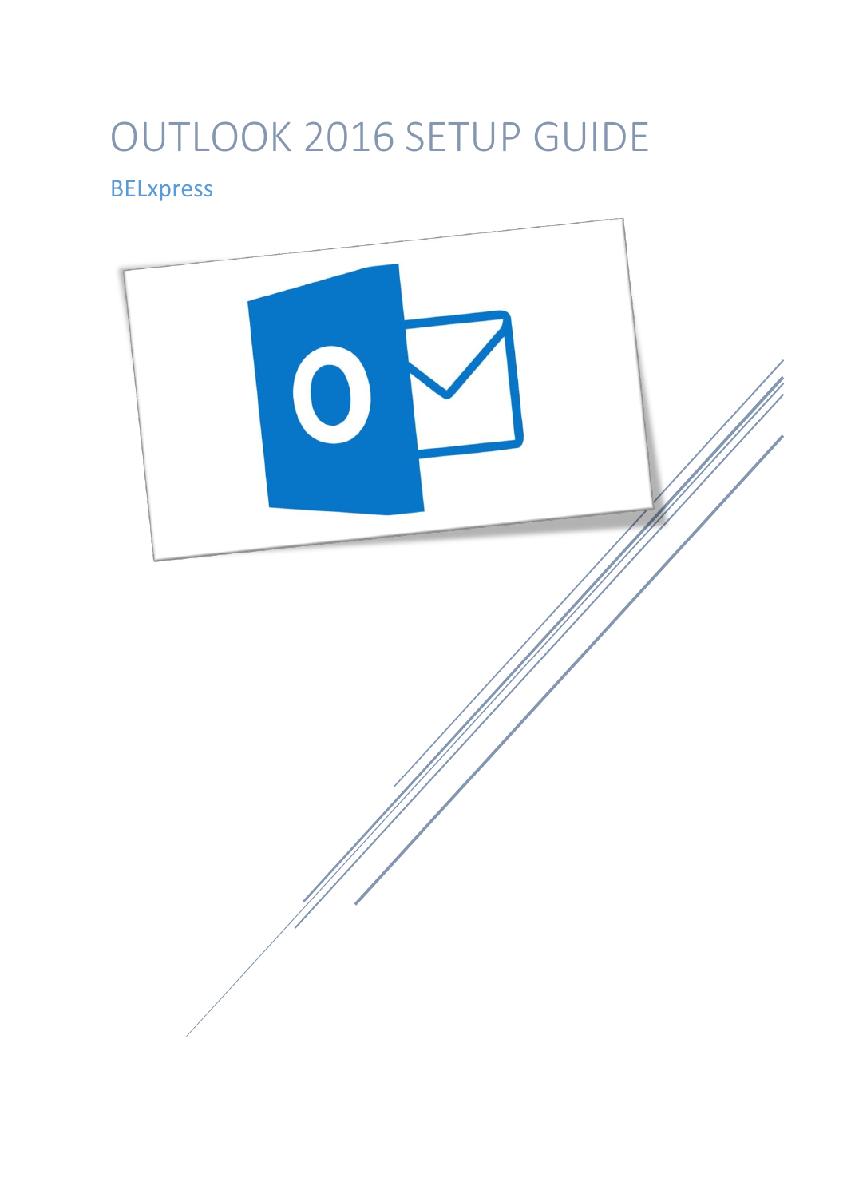# OUTLOOK 2016 SETUP GUIDE

BELxpress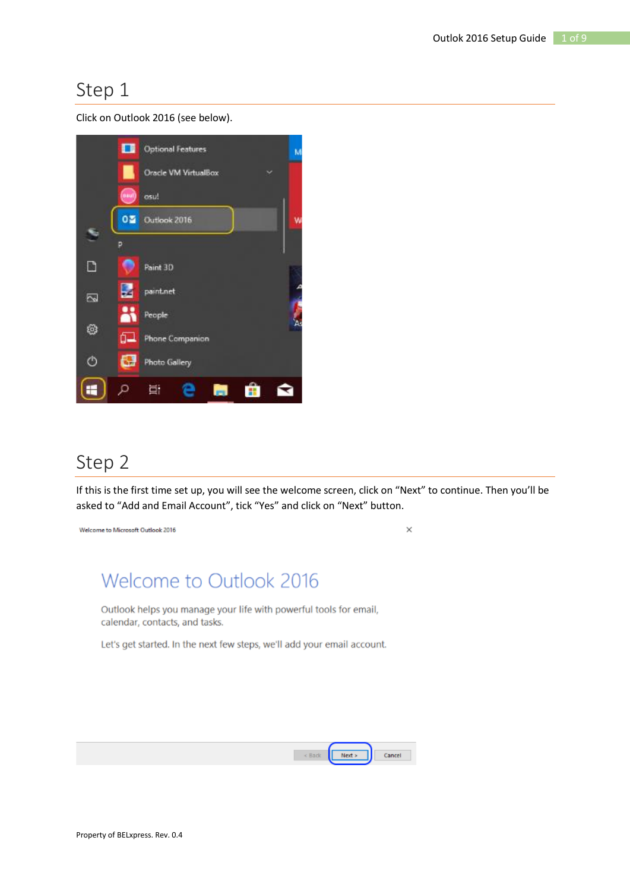## Step 1

Click on Outlook 2016 (see below).

## Step 2

If this is the first time set up, you will see the welcome screen, click on “Next” to continue. Then you’ll be asked to “Add and Email Account”, tick “Yes” and click on “Next” button.

Property of BELxpress. Rev. 0.4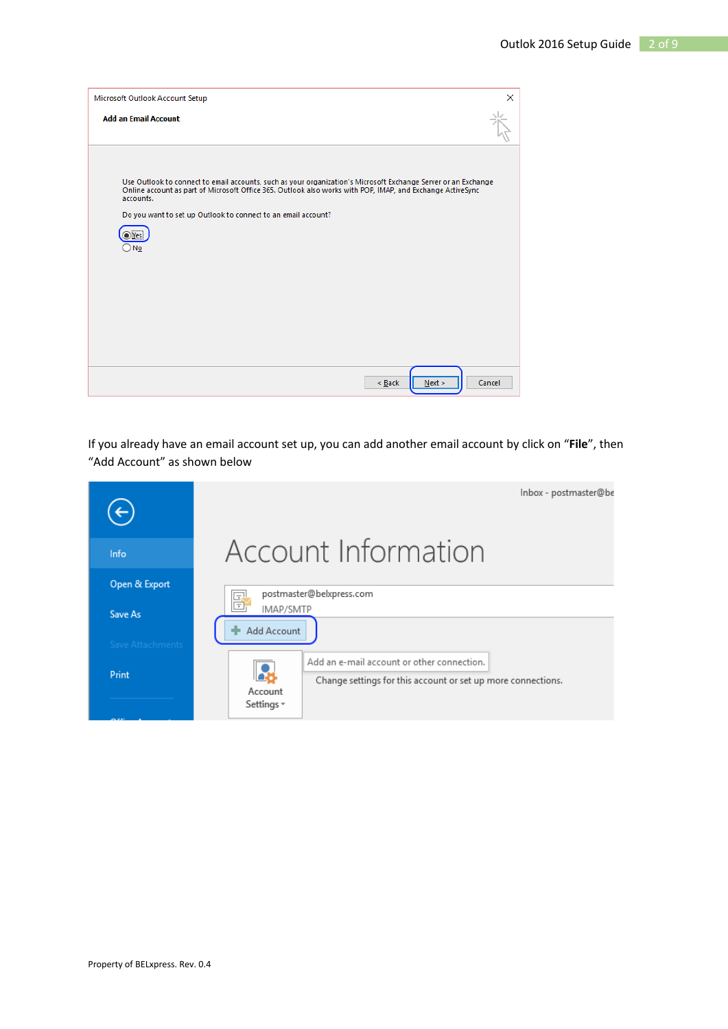Microsoft Outlook Account Setup

**Add an Email Account**

Use Outlook to connect to email accounts, such as your organization's Microsoft Exchange Server or an Exchange Online account as part of Microsoft Office 365. Outlook also works with POP, IMAP, and Exchange ActiveSync accounts.

Do you want to set up Outlook to connect to an email account?

- Yes
- No

< Back | Next > | Cancel

If you already have an email account set up, you can add another email account by click on "**File**", then "Add Account" as shown below

Inbox - postmaster@be

Info

Open & Export

Save As

Save Attachments

Print

# Account Information

postmaster@belxpress.com

IMAP/SMTP

Add Account

Add an e-mail account or other connection.

Account Settings

Change settings for this account or set up more connections.

Property of BELxpress. Rev. 0.4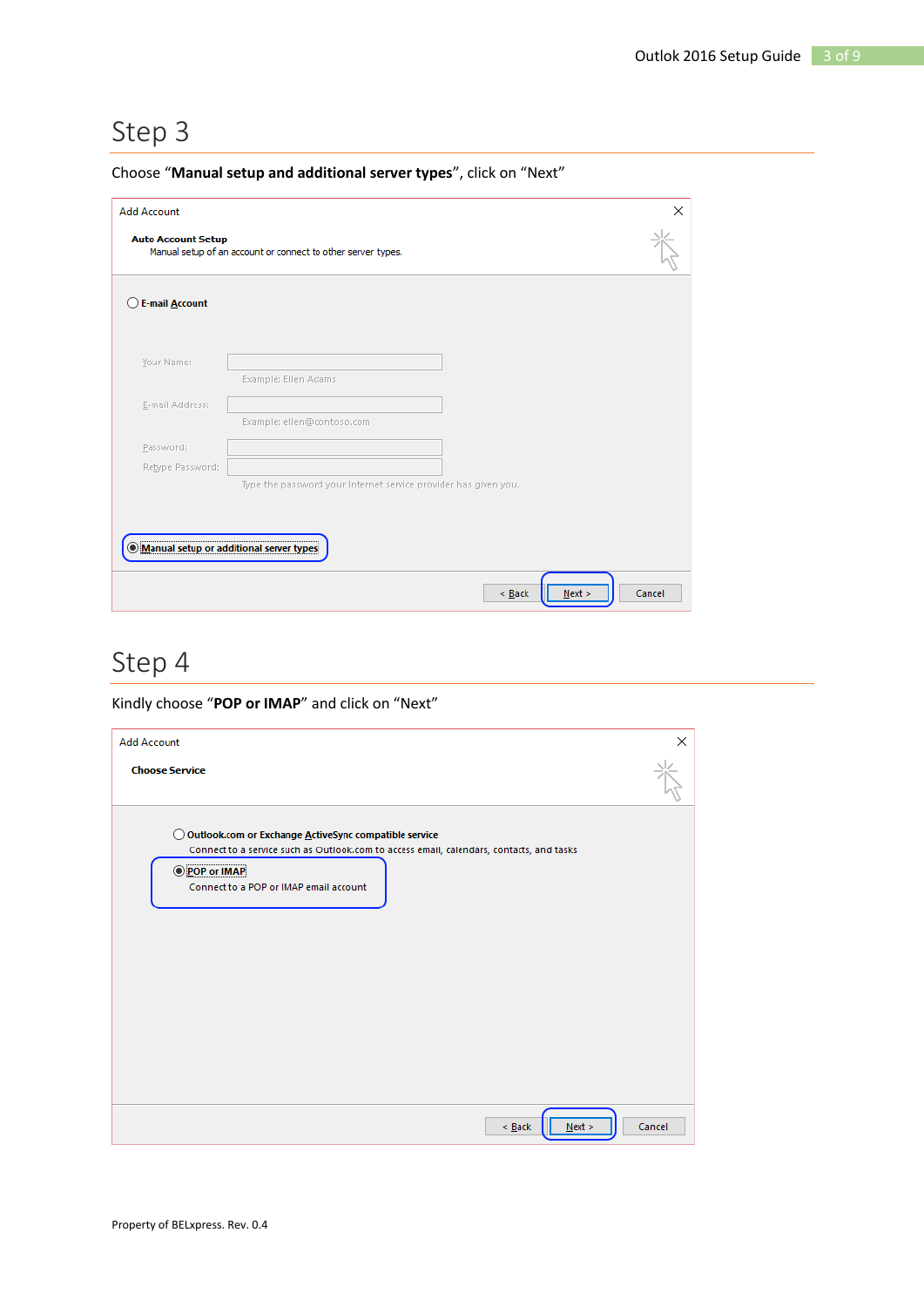# Step 3

Choose "**Manual setup and additional server types**", click on "Next"

Add Account

**Auto Account Setup**
Manual setup of an account or connect to other server types.

E-mail Account

Your Name:
Example: Ellen Adams

E-mail Address:
Example: ellen@contoso.com

Password:
Retype Password:
Type the password your Internet service provider has given you.

Manual setup or additional server types

< Back | Next > | Cancel

# Step 4

Kindly choose "**POP or IMAP**" and click on "Next"

Add Account

**Choose Service**

Outlook.com or Exchange ActiveSync compatible service
Connect to a service such as Outlook.com to access email, calendars, contacts, and tasks

POP or IMAP
Connect to a POP or IMAP email account

< Back | Next > | Cancel

Property of BELxpress. Rev. 0.4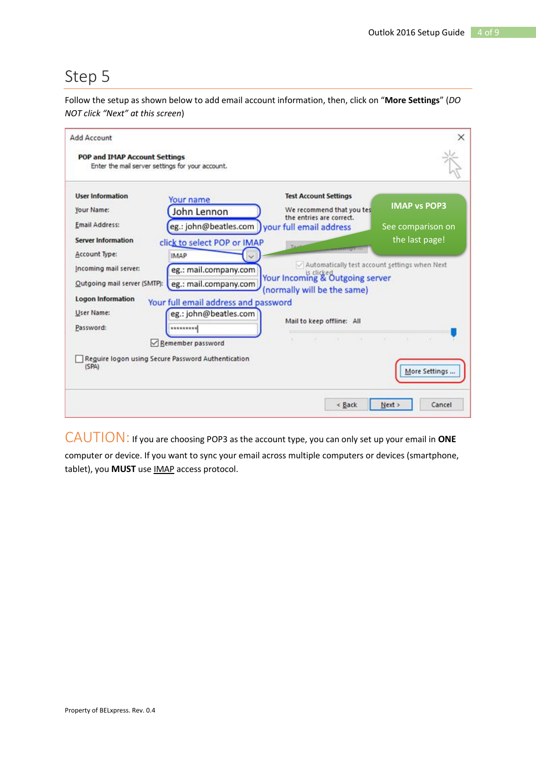# Step 5

Follow the setup as shown below to add email account information, then, click on "**More Settings**" (*DO NOT click "Next" at this screen*)

CAUTION: If you are choosing POP3 as the account type, you can only set up your email in **ONE** computer or device. If you want to sync your email across multiple computers or devices (smartphone, tablet), you **MUST** use IMAP access protocol.

Property of BELxpress. Rev. 0.4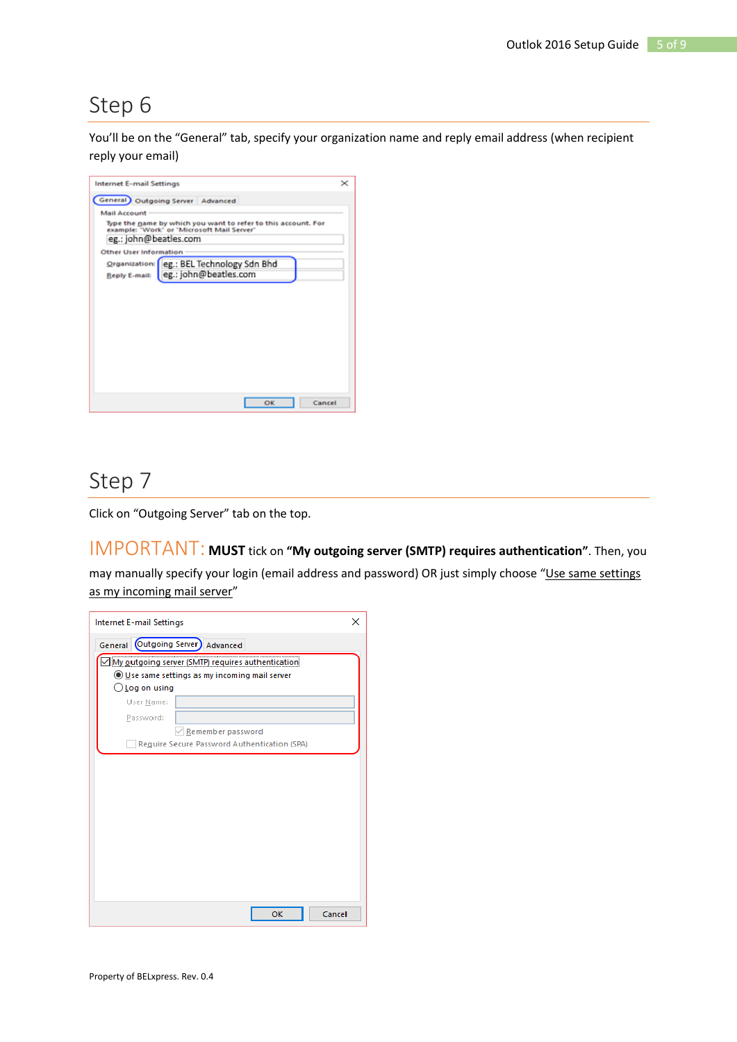# Step 6

You'll be on the "General" tab, specify your organization name and reply email address (when recipient reply your email)

# Step 7

Click on "Outgoing Server" tab on the top.

IMPORTANT: **MUST** tick on **"My outgoing server (SMTP) requires authentication"**. Then, you may manually specify your login (email address and password) OR just simply choose "Use same settings as my incoming mail server"

Property of BELxpress. Rev. 0.4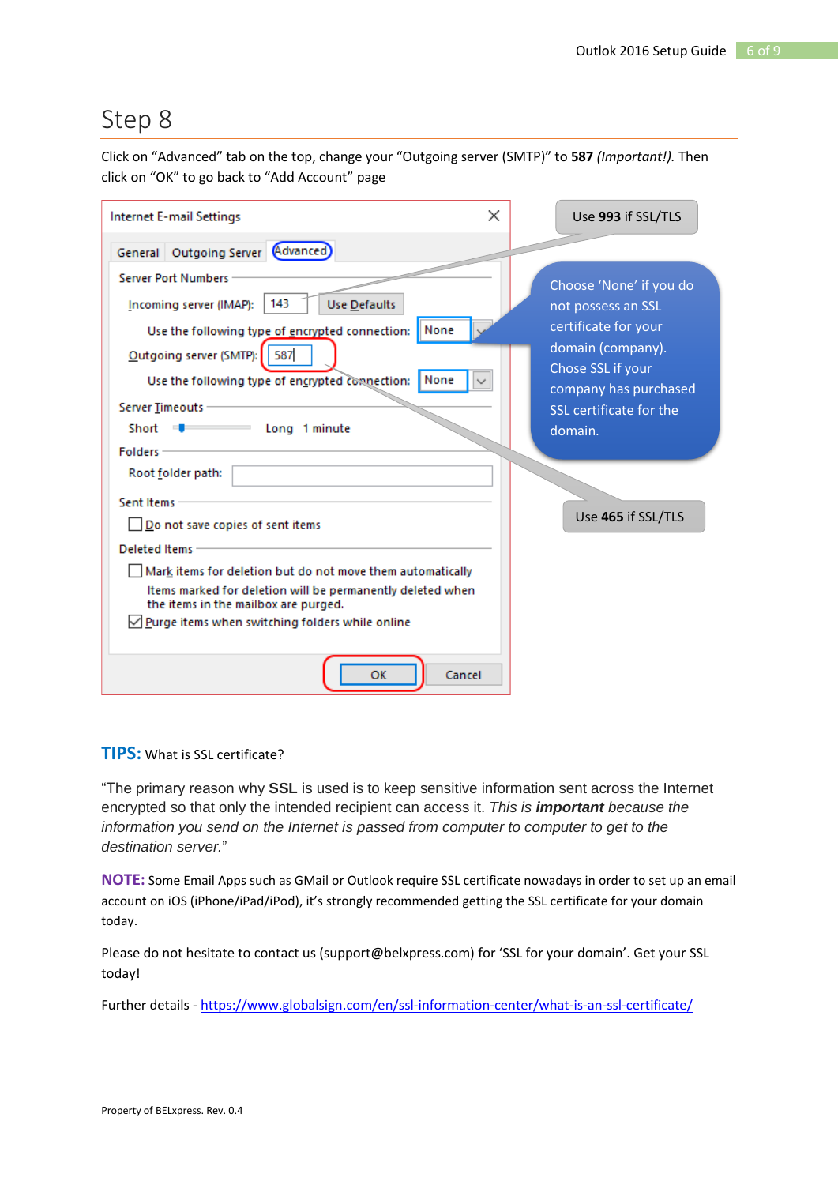# Step 8

Click on "Advanced" tab on the top, change your "Outgoing server (SMTP)" to **587** *(Important!)*. Then click on "OK" to go back to "Add Account" page

Internet E-mail Settings

General | Outgoing Server | Advanced

Server Port Numbers

Incoming server (IMAP): 143 | Use Defaults

Use the following type of encrypted connection: None

Outgoing server (SMTP): 587

Use the following type of encrypted connection: None

Server Timeouts

Short — Long 1 minute

Folders

Root folder path:

Sent Items

☐ Do not save copies of sent items

Deleted Items

☐ Mark items for deletion but do not move them automatically

Items marked for deletion will be permanently deleted when the items in the mailbox are purged.

☑ Purge items when switching folders while online

OK | Cancel

Use **993** if SSL/TLS

Choose 'None' if you do not possess an SSL certificate for your domain (company). Chose SSL if your company has purchased SSL certificate for the domain.

Use **465** if SSL/TLS

**TIPS:** What is SSL certificate?

"The primary reason why **SSL** is used is to keep sensitive information sent across the Internet encrypted so that only the intended recipient can access it. *This is **important** because the information you send on the Internet is passed from computer to computer to get to the destination server.*"

**NOTE:** Some Email Apps such as GMail or Outlook require SSL certificate nowadays in order to set up an email account on iOS (iPhone/iPad/iPod), it's strongly recommended getting the SSL certificate for your domain today.

Please do not hesitate to contact us (support@belxpress.com) for 'SSL for your domain'. Get your SSL today!

Further details - https://www.globalsign.com/en/ssl-information-center/what-is-an-ssl-certificate/

Property of BELxpress. Rev. 0.4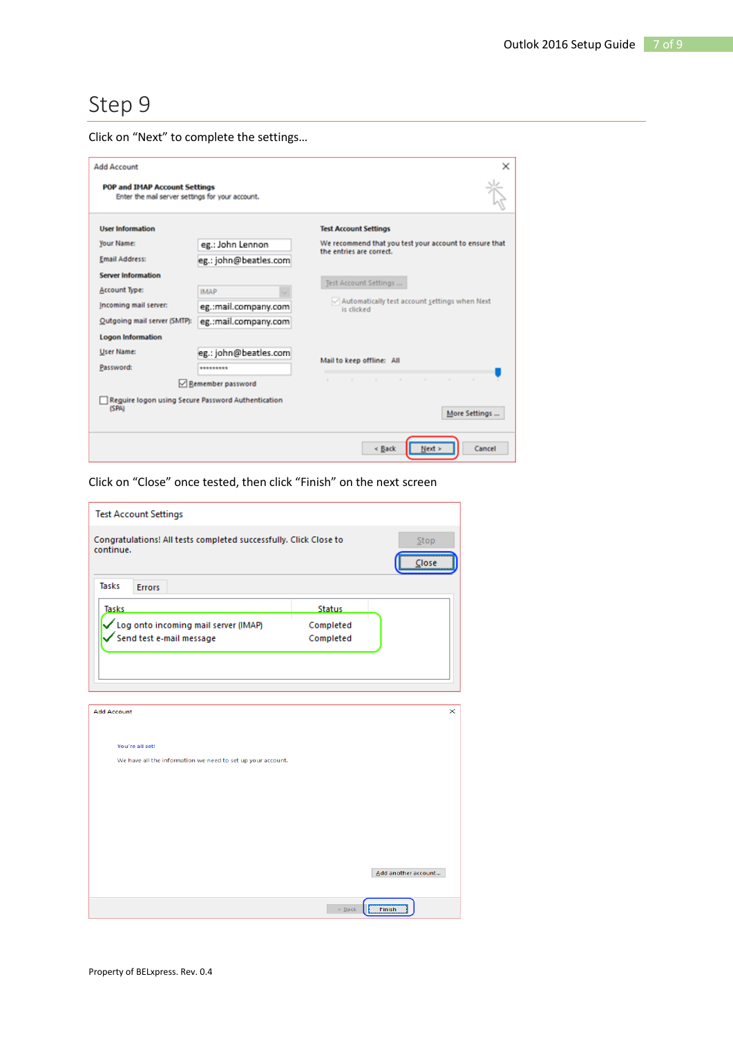# Step 9

Click on "Next" to complete the settings…

Add Account

**POP and IMAP Account Settings**
Enter the mail server settings for your account.

**User Information**

Your Name: eg.: John Lennon
Email Address: eg.: john@beatles.com

**Server Information**

Account Type: IMAP
Incoming mail server: eg.:mail.company.com
Outgoing mail server (SMTP): eg.:mail.company.com

**Logon Information**

User Name: eg.: john@beatles.com
Password: *********

☑ Remember password

☐ Require logon using Secure Password Authentication (SPA)

**Test Account Settings**

We recommend that you test your account to ensure that the entries are correct.

Test Account Settings ...

☑ Automatically test account settings when Next is clicked

Mail to keep offline: All

More Settings ...

< Back | Next > | Cancel

Click on "Close" once tested, then click "Finish" on the next screen

Test Account Settings

Congratulations! All tests completed successfully. Click Close to continue.

Stop | Close

Tasks | Errors

| Tasks | Status |
|---|---|
| Log onto incoming mail server (IMAP) | Completed |
| Send test e-mail message | Completed |

Add Account

You're all set!

We have all the information we need to set up your account.

Add another account...

< Back | Finish

Property of BELxpress. Rev. 0.4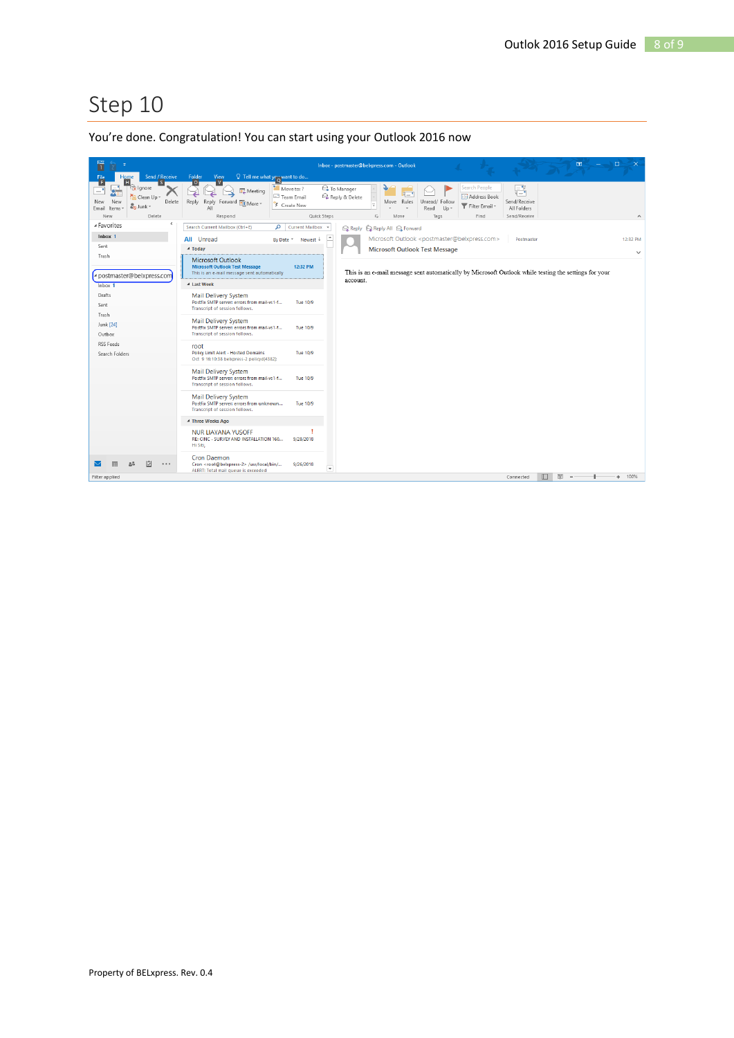# Step 10

You're done. Congratulation! You can start using your Outlook 2016 now

Property of BELxpress. Rev. 0.4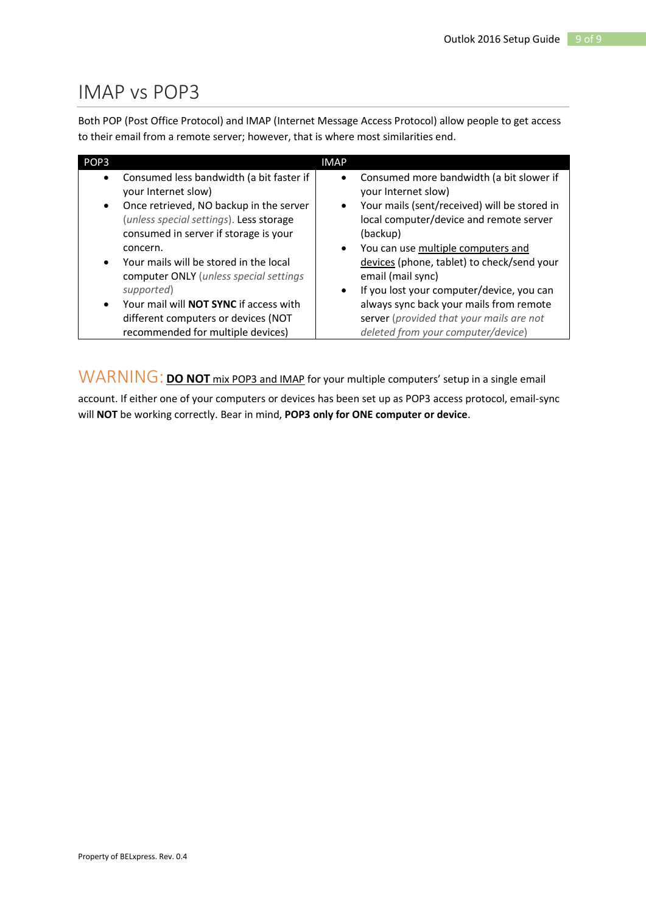# IMAP vs POP3

Both POP (Post Office Protocol) and IMAP (Internet Message Access Protocol) allow people to get access to their email from a remote server; however, that is where most similarities end.

| POP3 | IMAP |
|---|---|
| • Consumed less bandwidth (a bit faster if your Internet slow)<br>• Once retrieved, NO backup in the server (*unless special settings*). Less storage consumed in server if storage is your concern.<br>• Your mails will be stored in the local computer ONLY (*unless special settings supported*)<br>• Your mail will **NOT SYNC** if access with different computers or devices (NOT recommended for multiple devices) | • Consumed more bandwidth (a bit slower if your Internet slow)<br>• Your mails (sent/received) will be stored in local computer/device and remote server (backup)<br>• You can use multiple computers and devices (phone, tablet) to check/send your email (mail sync)<br>• If you lost your computer/device, you can always sync back your mails from remote server (*provided that your mails are not deleted from your computer/device*) |

WARNING: **DO NOT** mix POP3 and IMAP for your multiple computers' setup in a single email account. If either one of your computers or devices has been set up as POP3 access protocol, email-sync will **NOT** be working correctly. Bear in mind, **POP3 only for ONE computer or device**.

Property of BELxpress. Rev. 0.4